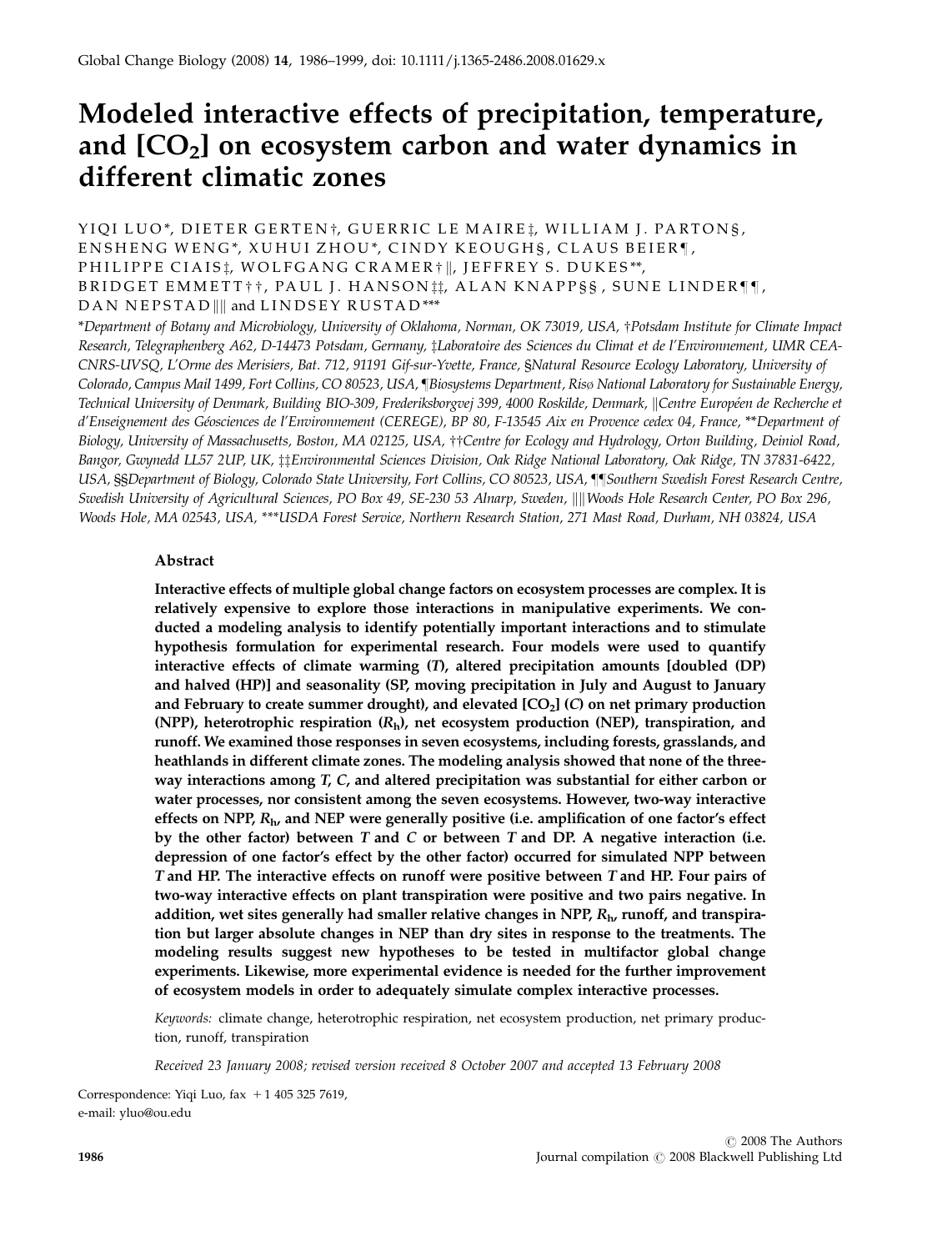# Modeled interactive effects of precipitation, temperature, and $[CO_2]$ on ecosystem carbon and water dynamics in different climatic zones

YIQI LUO*, DIETER GERTEN†, GUERRIC LE MAIRE‡, WILLIAM J. PARTON§, ENSHENG WENG*, XUHUI ZHOU*, CINDY KEOUGH§, CLAUS BEIER¶, PHILIPPE CIAIS‡, WOLFGANG CRAMER†||, JEFFREY S. DUKES**, BRIDGET EMMETT††, PAUL J. HANSON‡‡, ALAN KNAPP§§, SUNE LINDER¶¶, DAN NEPSTAD|||| and LINDSEY RUSTAD***

*Department of Botany and Microbiology, University of Oklahoma, Norman, OK 73019, USA, †Potsdam Institute for Climate Impact Research, Telegraphenberg A62, D-14473 Potsdam, Germany, ‡Laboratoire des Sciences du Climat et de l'Environnement, UMR CEA-CNRS-UVSQ, L'Orme des Merisiers, Bat. 712, 91191 Gif-sur-Yvette, France, §Natural Resource Ecology Laboratory, University of Colorado, Campus Mail 1499, Fort Collins, CO 80523, USA, ¶Biosystems Department, Risø National Laboratory for Sustainable Energy, Technical University of Denmark, Building BIO-309, Frederiksborgvej 399, 4000 Roskilde, Denmark, ||Centre Européen de Recherche et d'Enseignement des Géosciences de l'Environnement (CEREGE), BP 80, F-13545 Aix en Provence cedex 04, France, **Department of Biology, University of Massachusetts, Boston, MA 02125, USA, ††Centre for Ecology and Hydrology, Orton Building, Deiniol Road, Bangor, Gwynedd LL57 2UP, UK, ‡‡Environmental Sciences Division, Oak Ridge National Laboratory, Oak Ridge, TN 37831-6422, USA, §§Department of Biology, Colorado State University, Fort Collins, CO 80523, USA, ¶¶Southern Swedish Forest Research Centre, Swedish University of Agricultural Sciences, PO Box 49, SE-230 53 Alnarp, Sweden, ||||Woods Hole Research Center, PO Box 296, Woods Hole, MA 02543, USA, ***USDA Forest Service, Northern Research Station, 271 Mast Road, Durham, NH 03824, USA

## Abstract

**Interactive effects of multiple global change factors on ecosystem processes are complex. It is relatively expensive to explore those interactions in manipulative experiments. We conducted a modeling analysis to identify potentially important interactions and to stimulate hypothesis formulation for experimental research. Four models were used to quantify interactive effects of climate warming (*T*), altered precipitation amounts [doubled (DP) and halved (HP)] and seasonality (SP, moving precipitation in July and August to January and February to create summer drought), and elevated $[CO_2]$ (*C*) on net primary production (NPP), heterotrophic respiration ($R_h$), net ecosystem production (NEP), transpiration, and runoff. We examined those responses in seven ecosystems, including forests, grasslands, and heathlands in different climate zones. The modeling analysis showed that none of the three-way interactions among *T*, *C*, and altered precipitation was substantial for either carbon or water processes, nor consistent among the seven ecosystems. However, two-way interactive effects on NPP, $R_h$, and NEP were generally positive (i.e. amplification of one factor's effect by the other factor) between *T* and *C* or between *T* and DP. A negative interaction (i.e. depression of one factor's effect by the other factor) occurred for simulated NPP between *T* and HP. The interactive effects on runoff were positive between *T* and HP. Four pairs of two-way interactive effects on plant transpiration were positive and two pairs negative. In addition, wet sites generally had smaller relative changes in NPP, $R_h$, runoff, and transpiration but larger absolute changes in NEP than dry sites in response to the treatments. The modeling results suggest new hypotheses to be tested in multifactor global change experiments. Likewise, more experimental evidence is needed for the further improvement of ecosystem models in order to adequately simulate complex interactive processes.**

*Keywords:* climate change, heterotrophic respiration, net ecosystem production, net primary production, runoff, transpiration

*Received 23 January 2008; revised version received 8 October 2007 and accepted 13 February 2008*

Correspondence: Yiqi Luo, fax +1 405 325 7619, e-mail: yluo@ou.edu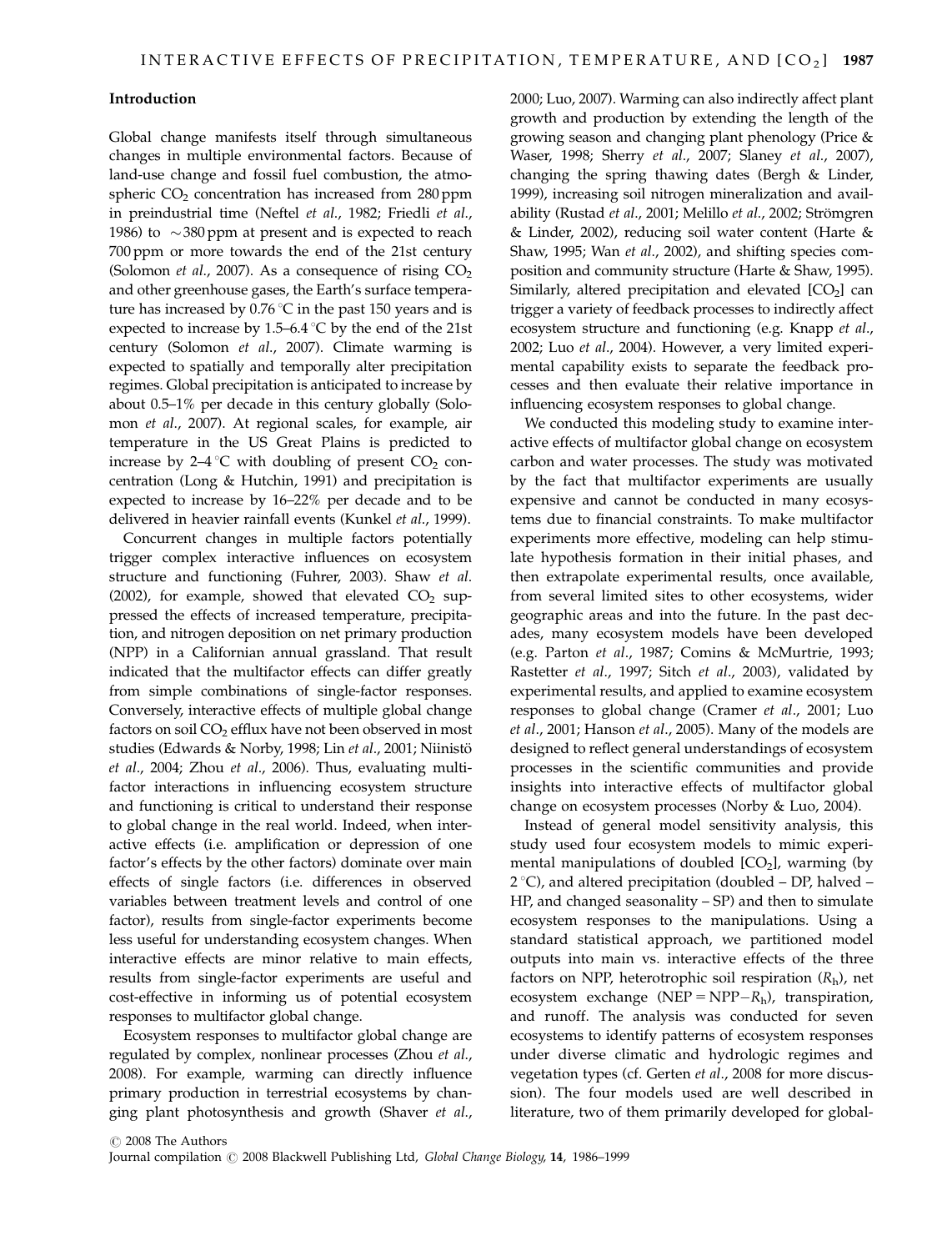### Introduction

Global change manifests itself through simultaneous changes in multiple environmental factors. Because of land-use change and fossil fuel combustion, the atmospheric $CO_2$ concentration has increased from 280 ppm in preindustrial time (Neftel *et al.*, 1982; Friedli *et al.*, 1986) to $\sim$380 ppm at present and is expected to reach 700 ppm or more towards the end of the 21st century (Solomon *et al.*, 2007). As a consequence of rising $CO_2$ and other greenhouse gases, the Earth's surface temperature has increased by 0.76 °C in the past 150 years and is expected to increase by 1.5–6.4 °C by the end of the 21st century (Solomon *et al.*, 2007). Climate warming is expected to spatially and temporally alter precipitation regimes. Global precipitation is anticipated to increase by about 0.5–1% per decade in this century globally (Solomon *et al.*, 2007). At regional scales, for example, air temperature in the US Great Plains is predicted to increase by 2–4 °C with doubling of present $CO_2$ concentration (Long & Hutchin, 1991) and precipitation is expected to increase by 16–22% per decade and to be delivered in heavier rainfall events (Kunkel *et al.*, 1999).

Concurrent changes in multiple factors potentially trigger complex interactive influences on ecosystem structure and functioning (Fuhrer, 2003). Shaw *et al.* (2002), for example, showed that elevated $CO_2$ suppressed the effects of increased temperature, precipitation, and nitrogen deposition on net primary production (NPP) in a Californian annual grassland. That result indicated that the multifactor effects can differ greatly from simple combinations of single-factor responses. Conversely, interactive effects of multiple global change factors on soil $CO_2$ efflux have not been observed in most studies (Edwards & Norby, 1998; Lin *et al.*, 2001; Niinistö *et al.*, 2004; Zhou *et al.*, 2006). Thus, evaluating multifactor interactions in influencing ecosystem structure and functioning is critical to understand their response to global change in the real world. Indeed, when interactive effects (i.e. amplification or depression of one factor's effects by the other factors) dominate over main effects of single factors (i.e. differences in observed variables between treatment levels and control of one factor), results from single-factor experiments become less useful for understanding ecosystem changes. When interactive effects are minor relative to main effects, results from single-factor experiments are useful and cost-effective in informing us of potential ecosystem responses to multifactor global change.

Ecosystem responses to multifactor global change are regulated by complex, nonlinear processes (Zhou *et al.*, 2008). For example, warming can directly influence primary production in terrestrial ecosystems by changing plant photosynthesis and growth (Shaver *et al.*, 2000; Luo, 2007). Warming can also indirectly affect plant growth and production by extending the length of the growing season and changing plant phenology (Price & Waser, 1998; Sherry *et al.*, 2007; Slaney *et al.*, 2007), changing the spring thawing dates (Bergh & Linder, 1999), increasing soil nitrogen mineralization and availability (Rustad *et al.*, 2001; Melillo *et al.*, 2002; Strömgren & Linder, 2002), reducing soil water content (Harte & Shaw, 1995; Wan *et al.*, 2002), and shifting species composition and community structure (Harte & Shaw, 1995). Similarly, altered precipitation and elevated [$CO_2$] can trigger a variety of feedback processes to indirectly affect ecosystem structure and functioning (e.g. Knapp *et al.*, 2002; Luo *et al.*, 2004). However, a very limited experimental capability exists to separate the feedback processes and then evaluate their relative importance in influencing ecosystem responses to global change.

We conducted this modeling study to examine interactive effects of multifactor global change on ecosystem carbon and water processes. The study was motivated by the fact that multifactor experiments are usually expensive and cannot be conducted in many ecosystems due to financial constraints. To make multifactor experiments more effective, modeling can help stimulate hypothesis formation in their initial phases, and then extrapolate experimental results, once available, from several limited sites to other ecosystems, wider geographic areas and into the future. In the past decades, many ecosystem models have been developed (e.g. Parton *et al.*, 1987; Comins & McMurtrie, 1993; Rastetter *et al.*, 1997; Sitch *et al.*, 2003), validated by experimental results, and applied to examine ecosystem responses to global change (Cramer *et al.*, 2001; Luo *et al.*, 2001; Hanson *et al.*, 2005). Many of the models are designed to reflect general understandings of ecosystem processes in the scientific communities and provide insights into interactive effects of multifactor global change on ecosystem processes (Norby & Luo, 2004).

Instead of general model sensitivity analysis, this study used four ecosystem models to mimic experimental manipulations of doubled [$CO_2$], warming (by 2 °C), and altered precipitation (doubled – DP, halved – HP, and changed seasonality – SP) and then to simulate ecosystem responses to the manipulations. Using a standard statistical approach, we partitioned model outputs into main vs. interactive effects of the three factors on NPP, heterotrophic soil respiration ($R_h$), net ecosystem exchange (NEP = NPP$-R_h$), transpiration, and runoff. The analysis was conducted for seven ecosystems to identify patterns of ecosystem responses under diverse climatic and hydrologic regimes and vegetation types (cf. Gerten *et al.*, 2008 for more discussion). The four models used are well described in literature, two of them primarily developed for global-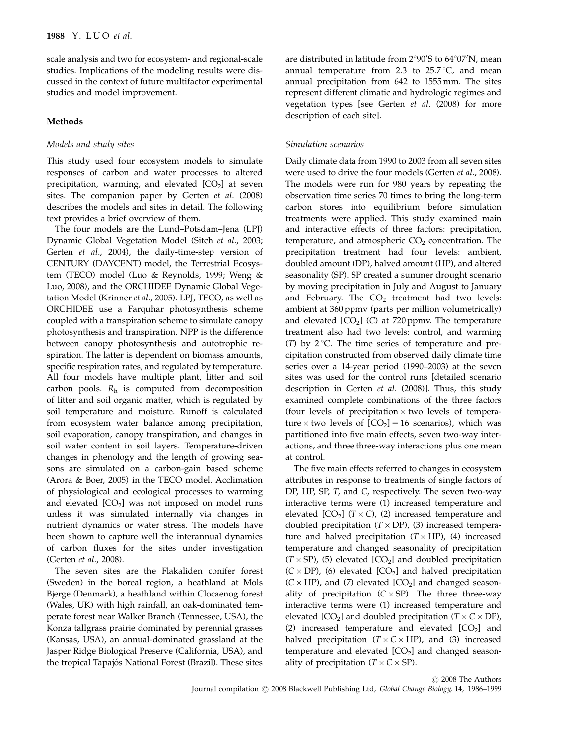scale analysis and two for ecosystem- and regional-scale studies. Implications of the modeling results were discussed in the context of future multifactor experimental studies and model improvement.

## Methods

### *Models and study sites*

This study used four ecosystem models to simulate responses of carbon and water processes to altered precipitation, warming, and elevated [$CO_2$] at seven sites. The companion paper by Gerten *et al.* (2008) describes the models and sites in detail. The following text provides a brief overview of them.

The four models are the Lund–Potsdam–Jena (LPJ) Dynamic Global Vegetation Model (Sitch *et al.*, 2003; Gerten *et al.*, 2004), the daily-time-step version of CENTURY (DAYCENT) model, the Terrestrial Ecosystem (TECO) model (Luo & Reynolds, 1999; Weng & Luo, 2008), and the ORCHIDEE Dynamic Global Vegetation Model (Krinner *et al.*, 2005). LPJ, TECO, as well as ORCHIDEE use a Farquhar photosynthesis scheme coupled with a transpiration scheme to simulate canopy photosynthesis and transpiration. NPP is the difference between canopy photosynthesis and autotrophic respiration. The latter is dependent on biomass amounts, specific respiration rates, and regulated by temperature. All four models have multiple plant, litter and soil carbon pools. $R_h$ is computed from decomposition of litter and soil organic matter, which is regulated by soil temperature and moisture. Runoff is calculated from ecosystem water balance among precipitation, soil evaporation, canopy transpiration, and changes in soil water content in soil layers. Temperature-driven changes in phenology and the length of growing seasons are simulated on a carbon-gain based scheme (Arora & Boer, 2005) in the TECO model. Acclimation of physiological and ecological processes to warming and elevated [$CO_2$] was not imposed on model runs unless it was simulated internally via changes in nutrient dynamics or water stress. The models have been shown to capture well the interannual dynamics of carbon fluxes for the sites under investigation (Gerten *et al.*, 2008).

The seven sites are the Flakaliden conifer forest (Sweden) in the boreal region, a heathland at Mols Bjerge (Denmark), a heathland within Clocaenog forest (Wales, UK) with high rainfall, an oak-dominated temperate forest near Walker Branch (Tennessee, USA), the Konza tallgrass prairie dominated by perennial grasses (Kansas, USA), an annual-dominated grassland at the Jasper Ridge Biological Preserve (California, USA), and the tropical Tapajós National Forest (Brazil). These sites are distributed in latitude from 2°90′S to 64°07′N, mean annual temperature from 2.3 to 25.7 °C, and mean annual precipitation from 642 to 1555 mm. The sites represent different climatic and hydrologic regimes and vegetation types [see Gerten *et al.* (2008) for more description of each site].

### *Simulation scenarios*

Daily climate data from 1990 to 2003 from all seven sites were used to drive the four models (Gerten *et al.*, 2008). The models were run for 980 years by repeating the observation time series 70 times to bring the long-term carbon stores into equilibrium before simulation treatments were applied. This study examined main and interactive effects of three factors: precipitation, temperature, and atmospheric $CO_2$ concentration. The precipitation treatment had four levels: ambient, doubled amount (DP), halved amount (HP), and altered seasonality (SP). SP created a summer drought scenario by moving precipitation in July and August to January and February. The $CO_2$ treatment had two levels: ambient at 360 ppmv (parts per million volumetrically) and elevated [$CO_2$] ($C$) at 720 ppmv. The temperature treatment also had two levels: control, and warming ($T$) by 2 °C. The time series of temperature and precipitation constructed from observed daily climate time series over a 14-year period (1990–2003) at the seven sites was used for the control runs [detailed scenario description in Gerten *et al.* (2008)]. Thus, this study examined complete combinations of the three factors (four levels of precipitation × two levels of temperature × two levels of [$CO_2$] = 16 scenarios), which was partitioned into five main effects, seven two-way interactions, and three three-way interactions plus one mean at control.

The five main effects referred to changes in ecosystem attributes in response to treatments of single factors of DP, HP, SP, $T$, and $C$, respectively. The seven two-way interactive terms were (1) increased temperature and elevated [$CO_2$] ($T \times C$), (2) increased temperature and doubled precipitation ($T \times$ DP), (3) increased temperature and halved precipitation ($T \times$ HP), (4) increased temperature and changed seasonality of precipitation ($T \times$ SP), (5) elevated [$CO_2$] and doubled precipitation ($C \times$ DP), (6) elevated [$CO_2$] and halved precipitation ($C \times$ HP), and (7) elevated [$CO_2$] and changed seasonality of precipitation ($C \times$ SP). The three three-way interactive terms were (1) increased temperature and elevated [$CO_2$] and doubled precipitation ($T \times C \times$ DP), (2) increased temperature and elevated [$CO_2$] and halved precipitation ($T \times C \times$ HP), and (3) increased temperature and elevated [$CO_2$] and changed seasonality of precipitation ($T \times C \times$ SP).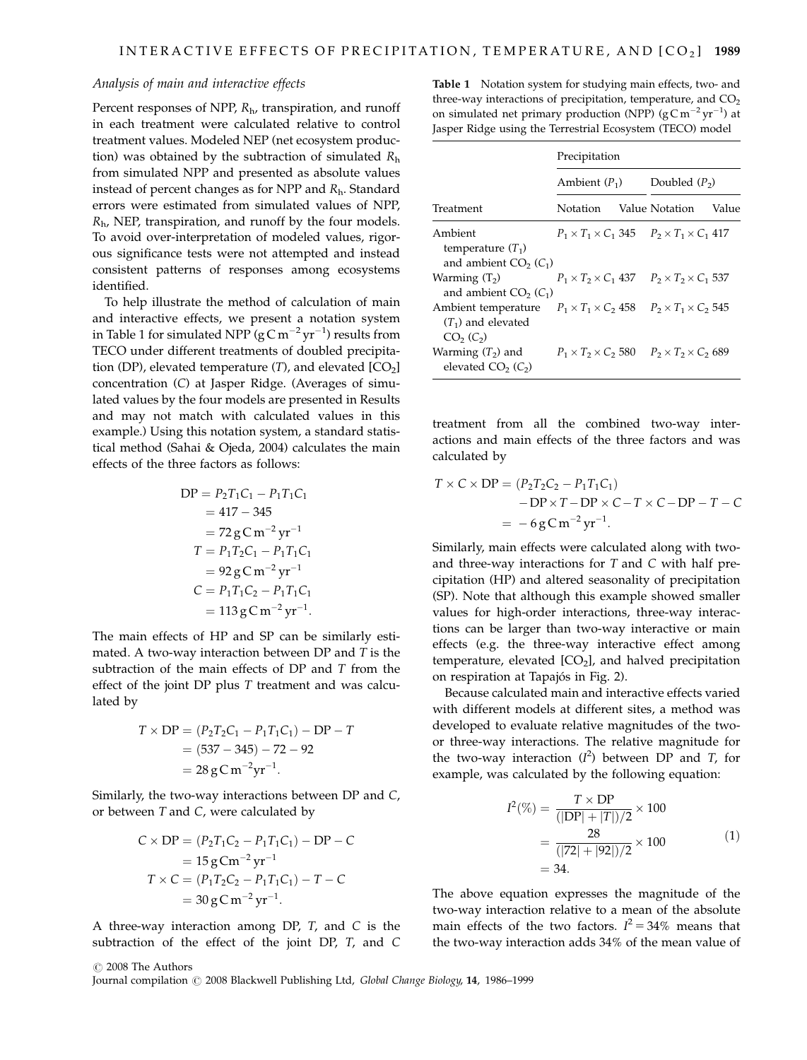### Analysis of main and interactive effects

Percent responses of NPP, $R_h$, transpiration, and runoff in each treatment were calculated relative to control treatment values. Modeled NEP (net ecosystem production) was obtained by the subtraction of simulated $R_h$ from simulated NPP and presented as absolute values instead of percent changes as for NPP and $R_h$. Standard errors were estimated from simulated values of NPP, $R_h$, NEP, transpiration, and runoff by the four models. To avoid over-interpretation of modeled values, rigorous significance tests were not attempted and instead consistent patterns of responses among ecosystems identified.

To help illustrate the method of calculation of main and interactive effects, we present a notation system in Table 1 for simulated NPP ($g\,C\,m^{-2}\,yr^{-1}$) results from TECO under different treatments of doubled precipitation (DP), elevated temperature ($T$), and elevated [$CO_2$] concentration ($C$) at Jasper Ridge. (Averages of simulated values by the four models are presented in Results and may not match with calculated values in this example.) Using this notation system, a standard statistical method (Sahai & Ojeda, 2004) calculates the main effects of the three factors as follows:

$$
\begin{aligned}
\mathrm{DP} &= P_2T_1C_1 - P_1T_1C_1 \\
&= 417 - 345 \\
&= 72\,\mathrm{g\,C\,m^{-2}\,yr^{-1}} \\
T &= P_1T_2C_1 - P_1T_1C_1 \\
&= 92\,\mathrm{g\,C\,m^{-2}\,yr^{-1}} \\
C &= P_1T_1C_2 - P_1T_1C_1 \\
&= 113\,\mathrm{g\,C\,m^{-2}\,yr^{-1}}.
\end{aligned}
$$

The main effects of HP and SP can be similarly estimated. A two-way interaction between DP and $T$ is the subtraction of the main effects of DP and $T$ from the effect of the joint DP plus $T$ treatment and was calculated by

$$
\begin{aligned}
T \times \mathrm{DP} &= (P_2T_2C_1 - P_1T_1C_1) - \mathrm{DP} - T \\
&= (537 - 345) - 72 - 92 \\
&= 28\,\mathrm{g\,C\,m^{-2}yr^{-1}}.
\end{aligned}
$$

Similarly, the two-way interactions between DP and $C$, or between $T$ and $C$, were calculated by

$$
\begin{aligned}
C \times \mathrm{DP} &= (P_2T_1C_2 - P_1T_1C_1) - \mathrm{DP} - C \\
&= 15\,\mathrm{g\,Cm^{-2}\,yr^{-1}} \\
T \times C &= (P_1T_2C_2 - P_1T_1C_1) - T - C \\
&= 30\,\mathrm{g\,C\,m^{-2}\,yr^{-1}}.
\end{aligned}
$$

A three-way interaction among DP, $T$, and $C$ is the subtraction of the effect of the joint DP, $T$, and $C$ treatment from all the combined two-way interactions and main effects of the three factors and was calculated by

$$
\begin{aligned}
T \times C \times \mathrm{DP} &= (P_2T_2C_2 - P_1T_1C_1) \\
&\quad - \mathrm{DP} \times T - \mathrm{DP} \times C - T \times C - \mathrm{DP} - T - C \\
&= -6\,\mathrm{g\,C\,m^{-2}\,yr^{-1}}.
\end{aligned}
$$

Similarly, main effects were calculated along with two- and three-way interactions for $T$ and $C$ with half precipitation (HP) and altered seasonality of precipitation (SP). Note that although this example showed smaller values for high-order interactions, three-way interactions can be larger than two-way interactive or main effects (e.g. the three-way interactive effect among temperature, elevated [$CO_2$], and halved precipitation on respiration at Tapajós in Fig. 2).

Because calculated main and interactive effects varied with different models at different sites, a method was developed to evaluate relative magnitudes of the two- or three-way interactions. The relative magnitude for the two-way interaction ($I^2$) between DP and $T$, for example, was calculated by the following equation:

$$
\begin{aligned}
I^2(\%) &= \frac{T \times \mathrm{DP}}{(|\mathrm{DP}| + |T|)/2} \times 100 \\
&= \frac{28}{(|72| + |92|)/2} \times 100 \\
&= 34.
\end{aligned}
\tag{1}
$$

The above equation expresses the magnitude of the two-way interaction relative to a mean of the absolute main effects of the two factors. $I^2 = 34\%$ means that the two-way interaction adds 34% of the mean value of

**Table 1** Notation system for studying main effects, two- and three-way interactions of precipitation, temperature, and $CO_2$ on simulated net primary production (NPP) ($g\,C\,m^{-2}\,yr^{-1}$) at Jasper Ridge using the Terrestrial Ecosystem (TECO) model

| | Precipitation | | | |
|---|---|---|---|---|
| | Ambient ($P_1$) | | Doubled ($P_2$) | |
| Treatment | Notation | Value | Notation | Value |
| Ambient temperature ($T_1$) and ambient $CO_2$ ($C_1$) | $P_1 \times T_1 \times C_1$ | 345 | $P_2 \times T_1 \times C_1$ | 417 |
| Warming ($T_2$) and ambient $CO_2$ ($C_1$) | $P_1 \times T_2 \times C_1$ | 437 | $P_2 \times T_2 \times C_1$ | 537 |
| Ambient temperature ($T_1$) and elevated $CO_2$ ($C_2$) | $P_1 \times T_1 \times C_2$ | 458 | $P_2 \times T_1 \times C_2$ | 545 |
| Warming ($T_2$) and elevated $CO_2$ ($C_2$) | $P_1 \times T_2 \times C_2$ | 580 | $P_2 \times T_2 \times C_2$ | 689 |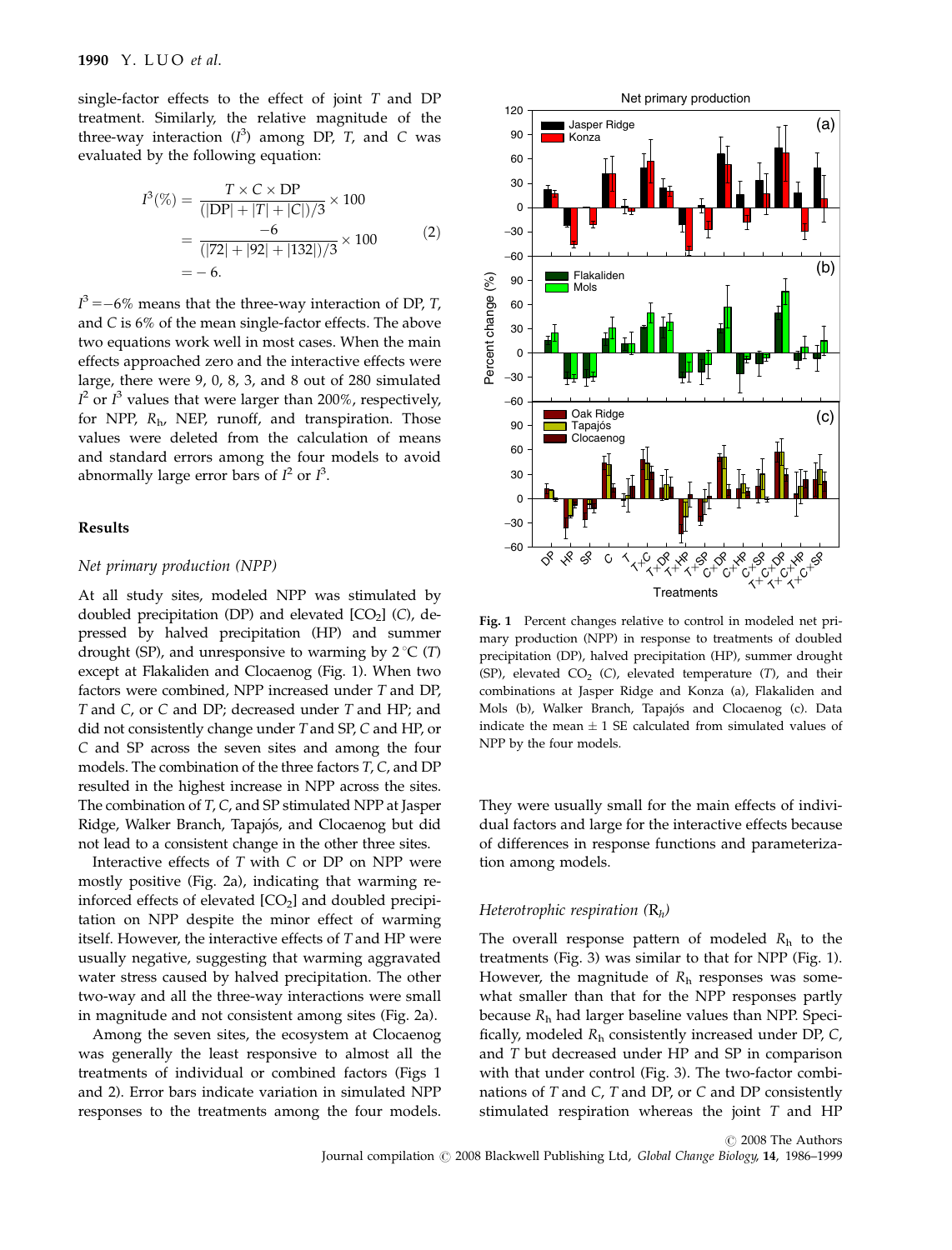single-factor effects to the effect of joint $T$ and DP treatment. Similarly, the relative magnitude of the three-way interaction ($I^3$) among DP, $T$, and $C$ was evaluated by the following equation:

$$I^3(\%) = \frac{T \times C \times \mathrm{DP}}{(|\mathrm{DP}| + |T| + |C|)/3} \times 100 = \frac{-6}{(|72| + |92| + |132|)/3} \times 100 = -6. \quad (2)$$

$I^3 = -6\%$ means that the three-way interaction of DP, $T$, and $C$ is 6% of the mean single-factor effects. The above two equations work well in most cases. When the main effects approached zero and the interactive effects were large, there were 9, 0, 8, 3, and 8 out of 280 simulated $I^2$ or $I^3$ values that were larger than 200%, respectively, for NPP, $R_h$, NEP, runoff, and transpiration. Those values were deleted from the calculation of means and standard errors among the four models to avoid abnormally large error bars of $I^2$ or $I^3$.

## Results

### *Net primary production (NPP)*

At all study sites, modeled NPP was stimulated by doubled precipitation (DP) and elevated $[CO_2]$ ($C$), depressed by halved precipitation (HP) and summer drought (SP), and unresponsive to warming by 2 °C ($T$) except at Flakaliden and Clocaenog (Fig. 1). When two factors were combined, NPP increased under $T$ and DP, $T$ and $C$, or $C$ and DP; decreased under $T$ and HP; and did not consistently change under $T$ and SP, $C$ and HP, or $C$ and SP across the seven sites and among the four models. The combination of the three factors $T$, $C$, and DP resulted in the highest increase in NPP across the sites. The combination of $T$, $C$, and SP stimulated NPP at Jasper Ridge, Walker Branch, Tapajós, and Clocaenog but did not lead to a consistent change in the other three sites.

Interactive effects of $T$ with $C$ or DP on NPP were mostly positive (Fig. 2a), indicating that warming reinforced effects of elevated $[CO_2]$ and doubled precipitation on NPP despite the minor effect of warming itself. However, the interactive effects of $T$ and HP were usually negative, suggesting that warming aggravated water stress caused by halved precipitation. The other two-way and all the three-way interactions were small in magnitude and not consistent among sites (Fig. 2a).

Among the seven sites, the ecosystem at Clocaenog was generally the least responsive to almost all the treatments of individual or combined factors (Figs 1 and 2). Error bars indicate variation in simulated NPP responses to the treatments among the four models.

**Fig. 1** Percent changes relative to control in modeled net primary production (NPP) in response to treatments of doubled precipitation (DP), halved precipitation (HP), summer drought (SP), elevated $CO_2$ ($C$), elevated temperature ($T$), and their combinations at Jasper Ridge and Konza (a), Flakaliden and Mols (b), Walker Branch, Tapajós and Clocaenog (c). Data indicate the mean ± 1 SE calculated from simulated values of NPP by the four models.

They were usually small for the main effects of individual factors and large for the interactive effects because of differences in response functions and parameterization among models.

### *Heterotrophic respiration ($R_h$)*

The overall response pattern of modeled $R_h$ to the treatments (Fig. 3) was similar to that for NPP (Fig. 1). However, the magnitude of $R_h$ responses was somewhat smaller than that for the NPP responses partly because $R_h$ had larger baseline values than NPP. Specifically, modeled $R_h$ consistently increased under DP, $C$, and $T$ but decreased under HP and SP in comparison with that under control (Fig. 3). The two-factor combinations of $T$ and $C$, $T$ and DP, or $C$ and DP consistently stimulated respiration whereas the joint $T$ and HP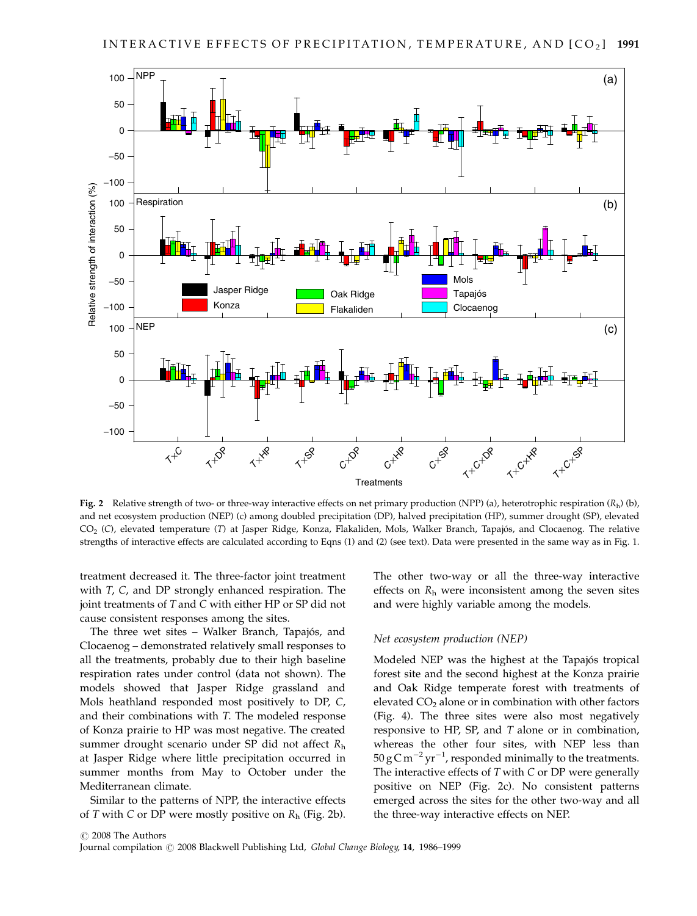**Fig. 2** Relative strength of two- or three-way interactive effects on net primary production (NPP) (a), heterotrophic respiration ($R_h$) (b), and net ecosystem production (NEP) (c) among doubled precipitation (DP), halved precipitation (HP), summer drought (SP), elevated $CO_2$ (*C*), elevated temperature (*T*) at Jasper Ridge, Konza, Flakaliden, Mols, Walker Branch, Tapajós, and Clocaenog. The relative strengths of interactive effects are calculated according to Eqns (1) and (2) (see text). Data were presented in the same way as in Fig. 1.

treatment decreased it. The three-factor joint treatment with *T*, *C*, and DP strongly enhanced respiration. The joint treatments of *T* and *C* with either HP or SP did not cause consistent responses among the sites.

The three wet sites – Walker Branch, Tapajós, and Clocaenog – demonstrated relatively small responses to all the treatments, probably due to their high baseline respiration rates under control (data not shown). The models showed that Jasper Ridge grassland and Mols heathland responded most positively to DP, *C*, and their combinations with *T*. The modeled response of Konza prairie to HP was most negative. The created summer drought scenario under SP did not affect $R_h$ at Jasper Ridge where little precipitation occurred in summer months from May to October under the Mediterranean climate.

Similar to the patterns of NPP, the interactive effects of *T* with *C* or DP were mostly positive on $R_h$ (Fig. 2b). The other two-way or all the three-way interactive effects on $R_h$ were inconsistent among the seven sites and were highly variable among the models.

### *Net ecosystem production (NEP)*

Modeled NEP was the highest at the Tapajós tropical forest site and the second highest at the Konza prairie and Oak Ridge temperate forest with treatments of elevated $CO_2$ alone or in combination with other factors (Fig. 4). The three sites were also most negatively responsive to HP, SP, and *T* alone or in combination, whereas the other four sites, with NEP less than $50\,g\,C\,m^{-2}\,yr^{-1}$, responded minimally to the treatments. The interactive effects of *T* with *C* or DP were generally positive on NEP (Fig. 2c). No consistent patterns emerged across the sites for the other two-way and all the three-way interactive effects on NEP.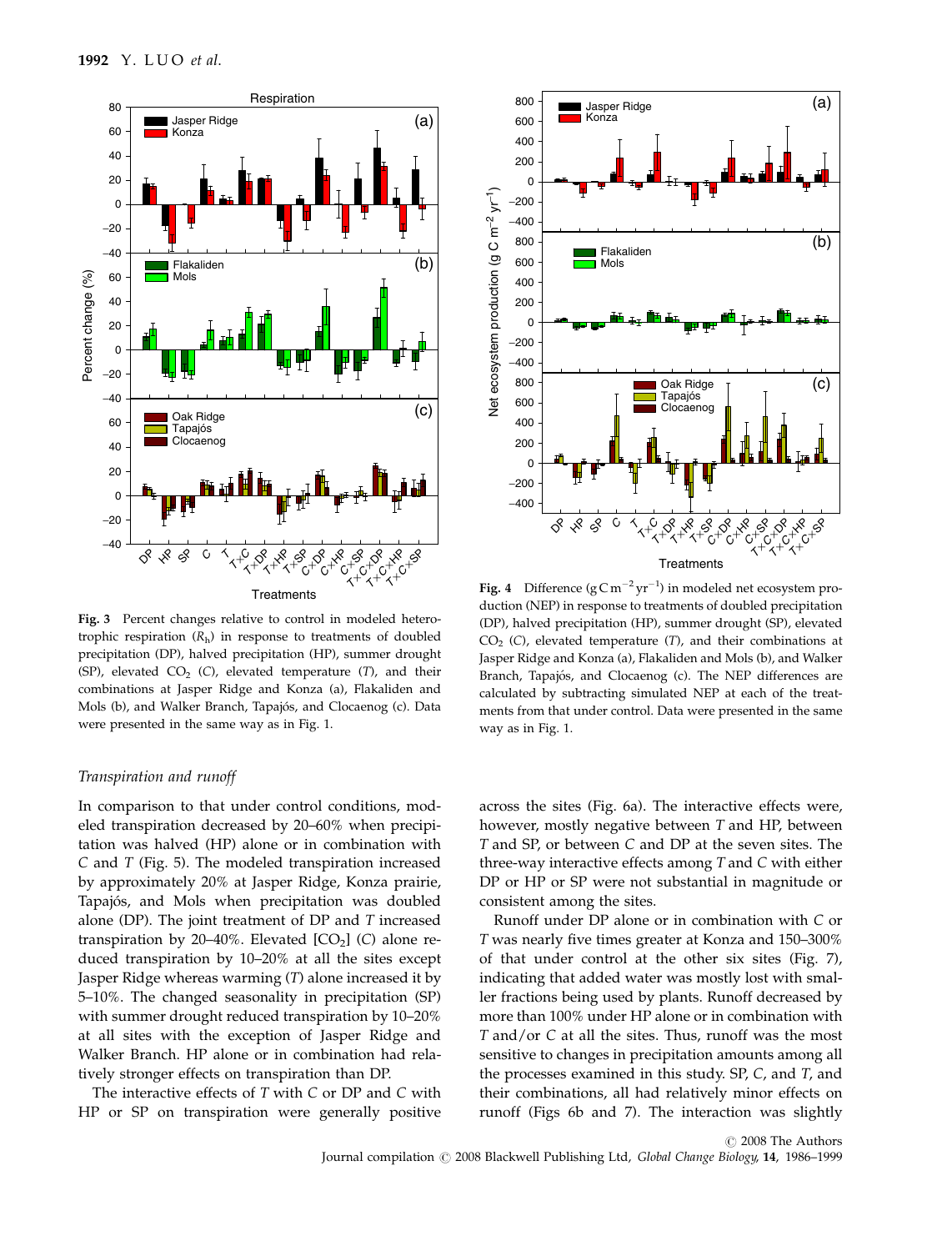Fig. 3 Percent changes relative to control in modeled heterotrophic respiration ($R_h$) in response to treatments of doubled precipitation (DP), halved precipitation (HP), summer drought (SP), elevated $CO_2$ (*C*), elevated temperature (*T*), and their combinations at Jasper Ridge and Konza (a), Flakaliden and Mols (b), and Walker Branch, Tapajós, and Clocaenog (c). Data were presented in the same way as in Fig. 1.

Fig. 4 Difference ($g\,C\,m^{-2}\,yr^{-1}$) in modeled net ecosystem production (NEP) in response to treatments of doubled precipitation (DP), halved precipitation (HP), summer drought (SP), elevated $CO_2$ (*C*), elevated temperature (*T*), and their combinations at Jasper Ridge and Konza (a), Flakaliden and Mols (b), and Walker Branch, Tapajós, and Clocaenog (c). The NEP differences are calculated by subtracting simulated NEP at each of the treatments from that under control. Data were presented in the same way as in Fig. 1.

### *Transpiration and runoff*

In comparison to that under control conditions, modeled transpiration decreased by 20–60% when precipitation was halved (HP) alone or in combination with *C* and *T* (Fig. 5). The modeled transpiration increased by approximately 20% at Jasper Ridge, Konza prairie, Tapajós, and Mols when precipitation was doubled alone (DP). The joint treatment of DP and *T* increased transpiration by 20–40%. Elevated [$CO_2$] (*C*) alone reduced transpiration by 10–20% at all the sites except Jasper Ridge whereas warming (*T*) alone increased it by 5–10%. The changed seasonality in precipitation (SP) with summer drought reduced transpiration by 10–20% at all sites with the exception of Jasper Ridge and Walker Branch. HP alone or in combination had relatively stronger effects on transpiration than DP.

The interactive effects of *T* with *C* or DP and *C* with HP or SP on transpiration were generally positive across the sites (Fig. 6a). The interactive effects were, however, mostly negative between *T* and HP, between *T* and SP, or between *C* and DP at the seven sites. The three-way interactive effects among *T* and *C* with either DP or HP or SP were not substantial in magnitude or consistent among the sites.

Runoff under DP alone or in combination with *C* or *T* was nearly five times greater at Konza and 150–300% of that under control at the other six sites (Fig. 7), indicating that added water was mostly lost with smaller fractions being used by plants. Runoff decreased by more than 100% under HP alone or in combination with *T* and/or *C* at all the sites. Thus, runoff was the most sensitive to changes in precipitation amounts among all the processes examined in this study. SP, *C*, and *T*, and their combinations, all had relatively minor effects on runoff (Figs 6b and 7). The interaction was slightly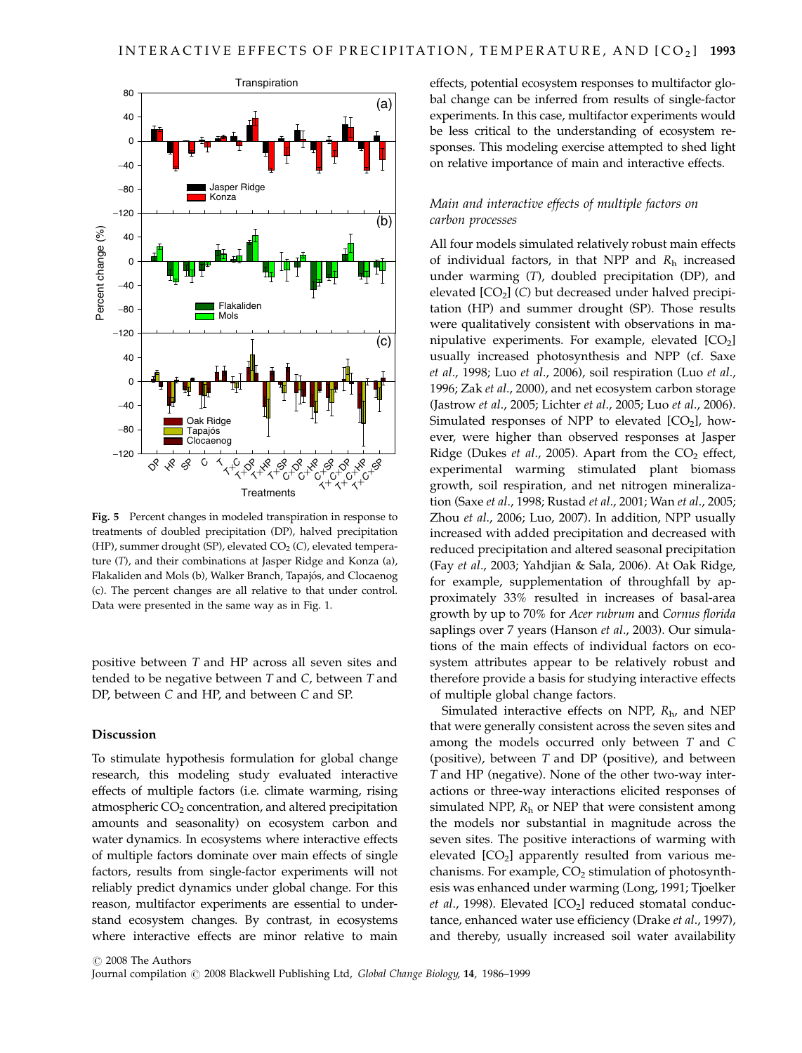**Fig. 5** Percent changes in modeled transpiration in response to treatments of doubled precipitation (DP), halved precipitation (HP), summer drought (SP), elevated $CO_2$ (*C*), elevated temperature (*T*), and their combinations at Jasper Ridge and Konza (a), Flakaliden and Mols (b), Walker Branch, Tapajós, and Clocaenog (c). The percent changes are all relative to that under control. Data were presented in the same way as in Fig. 1.

positive between *T* and HP across all seven sites and tended to be negative between *T* and *C*, between *T* and DP, between *C* and HP, and between *C* and SP.

## Discussion

To stimulate hypothesis formulation for global change research, this modeling study evaluated interactive effects of multiple factors (i.e. climate warming, rising atmospheric $CO_2$ concentration, and altered precipitation amounts and seasonality) on ecosystem carbon and water dynamics. In ecosystems where interactive effects of multiple factors dominate over main effects of single factors, results from single-factor experiments will not reliably predict dynamics under global change. For this reason, multifactor experiments are essential to understand ecosystem changes. By contrast, in ecosystems where interactive effects are minor relative to main effects, potential ecosystem responses to multifactor global change can be inferred from results of single-factor experiments. In this case, multifactor experiments would be less critical to the understanding of ecosystem responses. This modeling exercise attempted to shed light on relative importance of main and interactive effects.

### *Main and interactive effects of multiple factors on carbon processes*

All four models simulated relatively robust main effects of individual factors, in that NPP and $R_h$ increased under warming (*T*), doubled precipitation (DP), and elevated [$CO_2$] (*C*) but decreased under halved precipitation (HP) and summer drought (SP). Those results were qualitatively consistent with observations in manipulative experiments. For example, elevated [$CO_2$] usually increased photosynthesis and NPP (cf. Saxe *et al*., 1998; Luo *et al*., 2006), soil respiration (Luo *et al*., 1996; Zak *et al*., 2000), and net ecosystem carbon storage (Jastrow *et al*., 2005; Lichter *et al*., 2005; Luo *et al*., 2006). Simulated responses of NPP to elevated [$CO_2$], however, were higher than observed responses at Jasper Ridge (Dukes *et al*., 2005). Apart from the $CO_2$ effect, experimental warming stimulated plant biomass growth, soil respiration, and net nitrogen mineralization (Saxe *et al*., 1998; Rustad *et al*., 2001; Wan *et al*., 2005; Zhou *et al*., 2006; Luo, 2007). In addition, NPP usually increased with added precipitation and decreased with reduced precipitation and altered seasonal precipitation (Fay *et al*., 2003; Yahdjian & Sala, 2006). At Oak Ridge, for example, supplementation of throughfall by approximately 33% resulted in increases of basal-area growth by up to 70% for *Acer rubrum* and *Cornus florida* saplings over 7 years (Hanson *et al*., 2003). Our simulations of the main effects of individual factors on ecosystem attributes appear to be relatively robust and therefore provide a basis for studying interactive effects of multiple global change factors.

Simulated interactive effects on NPP, $R_h$, and NEP that were generally consistent across the seven sites and among the models occurred only between *T* and *C* (positive), between *T* and DP (positive), and between *T* and HP (negative). None of the other two-way interactions or three-way interactions elicited responses of simulated NPP, $R_h$ or NEP that were consistent among the models nor substantial in magnitude across the seven sites. The positive interactions of warming with elevated [$CO_2$] apparently resulted from various mechanisms. For example, $CO_2$ stimulation of photosynthesis was enhanced under warming (Long, 1991; Tjoelker *et al*., 1998). Elevated [$CO_2$] reduced stomatal conductance, enhanced water use efficiency (Drake *et al*., 1997), and thereby, usually increased soil water availability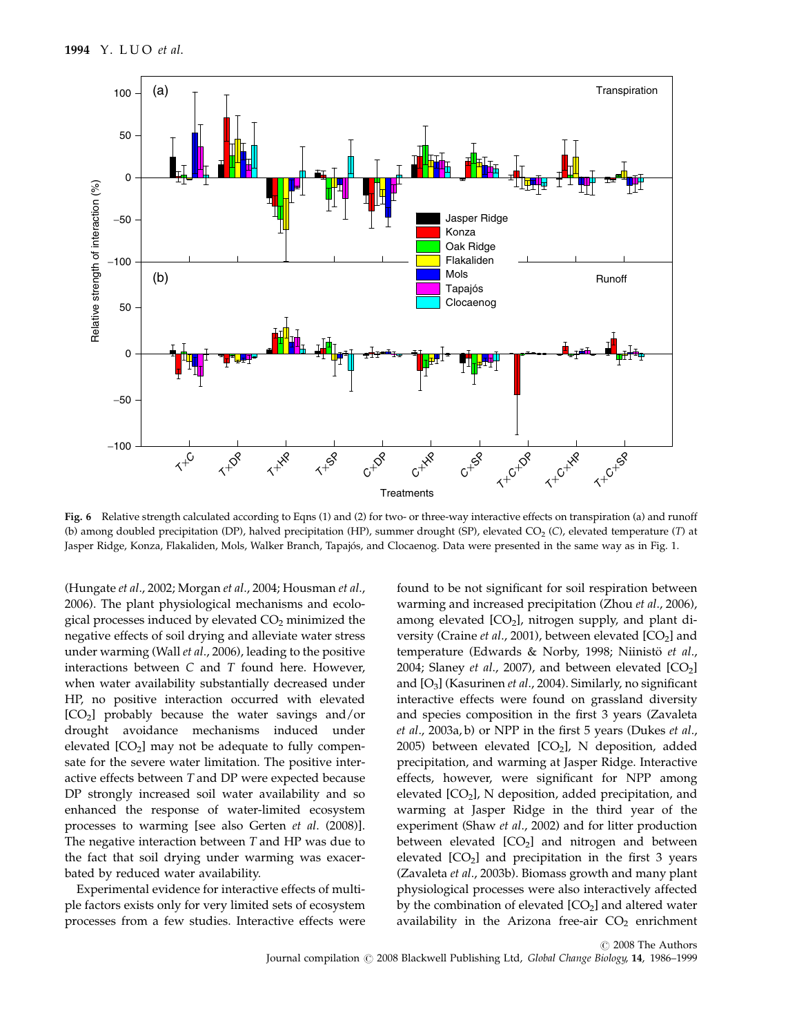Fig. 6 Relative strength calculated according to Eqns (1) and (2) for two- or three-way interactive effects on transpiration (a) and runoff (b) among doubled precipitation (DP), halved precipitation (HP), summer drought (SP), elevated $CO_2$ (*C*), elevated temperature (*T*) at Jasper Ridge, Konza, Flakaliden, Mols, Walker Branch, Tapajós, and Clocaenog. Data were presented in the same way as in Fig. 1.

(Hungate *et al*., 2002; Morgan *et al*., 2004; Housman *et al*., 2006). The plant physiological mechanisms and ecological processes induced by elevated $CO_2$ minimized the negative effects of soil drying and alleviate water stress under warming (Wall *et al*., 2006), leading to the positive interactions between *C* and *T* found here. However, when water availability substantially decreased under HP, no positive interaction occurred with elevated [$CO_2$] probably because the water savings and/or drought avoidance mechanisms induced under elevated [$CO_2$] may not be adequate to fully compensate for the severe water limitation. The positive interactive effects between *T* and DP were expected because DP strongly increased soil water availability and so enhanced the response of water-limited ecosystem processes to warming [see also Gerten *et al*. (2008)]. The negative interaction between *T* and HP was due to the fact that soil drying under warming was exacerbated by reduced water availability.

Experimental evidence for interactive effects of multiple factors exists only for very limited sets of ecosystem processes from a few studies. Interactive effects were found to be not significant for soil respiration between warming and increased precipitation (Zhou *et al*., 2006), among elevated [$CO_2$], nitrogen supply, and plant diversity (Craine *et al*., 2001), between elevated [$CO_2$] and temperature (Edwards & Norby, 1998; Niinistö *et al*., 2004; Slaney *et al*., 2007), and between elevated [$CO_2$] and [$O_3$] (Kasurinen *et al*., 2004). Similarly, no significant interactive effects were found on grassland diversity and species composition in the first 3 years (Zavaleta *et al*., 2003a, b) or NPP in the first 5 years (Dukes *et al*., 2005) between elevated [$CO_2$], N deposition, added precipitation, and warming at Jasper Ridge. Interactive effects, however, were significant for NPP among elevated [$CO_2$], N deposition, added precipitation, and warming at Jasper Ridge in the third year of the experiment (Shaw *et al*., 2002) and for litter production between elevated [$CO_2$] and nitrogen and between elevated [$CO_2$] and precipitation in the first 3 years (Zavaleta *et al*., 2003b). Biomass growth and many plant physiological processes were also interactively affected by the combination of elevated [$CO_2$] and altered water availability in the Arizona free-air $CO_2$ enrichment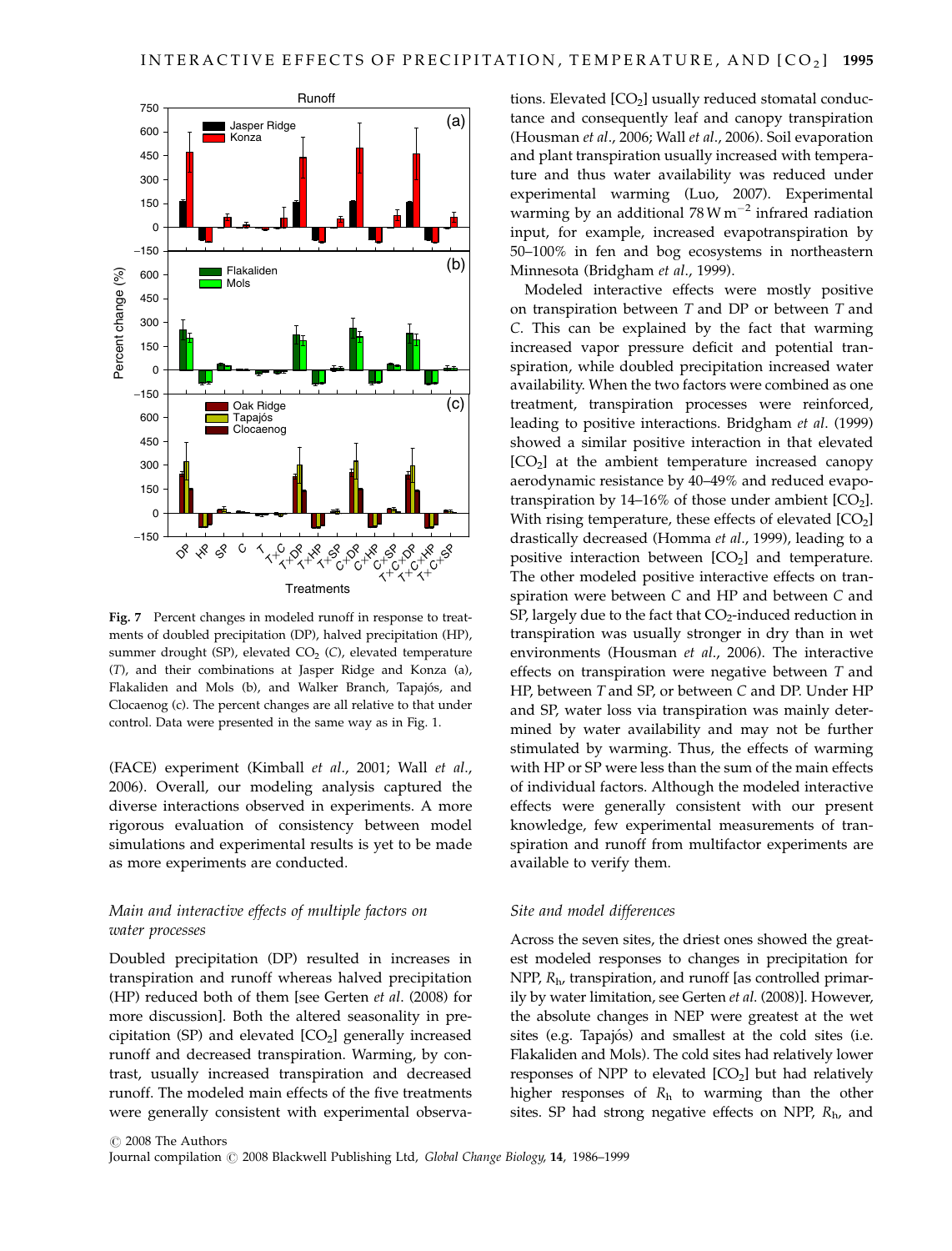Fig. 7 Percent changes in modeled runoff in response to treatments of doubled precipitation (DP), halved precipitation (HP), summer drought (SP), elevated $CO_2$ (*C*), elevated temperature (*T*), and their combinations at Jasper Ridge and Konza (a), Flakaliden and Mols (b), and Walker Branch, Tapajós, and Clocaenog (c). The percent changes are all relative to that under control. Data were presented in the same way as in Fig. 1.

(FACE) experiment (Kimball *et al*., 2001; Wall *et al*., 2006). Overall, our modeling analysis captured the diverse interactions observed in experiments. A more rigorous evaluation of consistency between model simulations and experimental results is yet to be made as more experiments are conducted.

### *Main and interactive effects of multiple factors on water processes*

Doubled precipitation (DP) resulted in increases in transpiration and runoff whereas halved precipitation (HP) reduced both of them [see Gerten *et al*. (2008) for more discussion]. Both the altered seasonality in precipitation (SP) and elevated $[CO_2]$ generally increased runoff and decreased transpiration. Warming, by contrast, usually increased transpiration and decreased runoff. The modeled main effects of the five treatments were generally consistent with experimental observations. Elevated $[CO_2]$ usually reduced stomatal conductance and consequently leaf and canopy transpiration (Housman *et al*., 2006; Wall *et al*., 2006). Soil evaporation and plant transpiration usually increased with temperature and thus water availability was reduced under experimental warming (Luo, 2007). Experimental warming by an additional $78\,W\,m^{-2}$ infrared radiation input, for example, increased evapotranspiration by 50–100% in fen and bog ecosystems in northeastern Minnesota (Bridgham *et al*., 1999).

Modeled interactive effects were mostly positive on transpiration between *T* and DP or between *T* and *C*. This can be explained by the fact that warming increased vapor pressure deficit and potential transpiration, while doubled precipitation increased water availability. When the two factors were combined as one treatment, transpiration processes were reinforced, leading to positive interactions. Bridgham *et al*. (1999) showed a similar positive interaction in that elevated $[CO_2]$ at the ambient temperature increased canopy aerodynamic resistance by 40–49% and reduced evapotranspiration by 14–16% of those under ambient $[CO_2]$. With rising temperature, these effects of elevated $[CO_2]$ drastically decreased (Homma *et al*., 1999), leading to a positive interaction between $[CO_2]$ and temperature. The other modeled positive interactive effects on transpiration were between *C* and HP and between *C* and SP, largely due to the fact that $CO_2$-induced reduction in transpiration was usually stronger in dry than in wet environments (Housman *et al*., 2006). The interactive effects on transpiration were negative between *T* and HP, between *T* and SP, or between *C* and DP. Under HP and SP, water loss via transpiration was mainly determined by water availability and may not be further stimulated by warming. Thus, the effects of warming with HP or SP were less than the sum of the main effects of individual factors. Although the modeled interactive effects were generally consistent with our present knowledge, few experimental measurements of transpiration and runoff from multifactor experiments are available to verify them.

### *Site and model differences*

Across the seven sites, the driest ones showed the greatest modeled responses to changes in precipitation for NPP, $R_h$, transpiration, and runoff [as controlled primarily by water limitation, see Gerten *et al*. (2008)]. However, the absolute changes in NEP were greatest at the wet sites (e.g. Tapajós) and smallest at the cold sites (i.e. Flakaliden and Mols). The cold sites had relatively lower responses of NPP to elevated $[CO_2]$ but had relatively higher responses of $R_h$ to warming than the other sites. SP had strong negative effects on NPP, $R_h$, and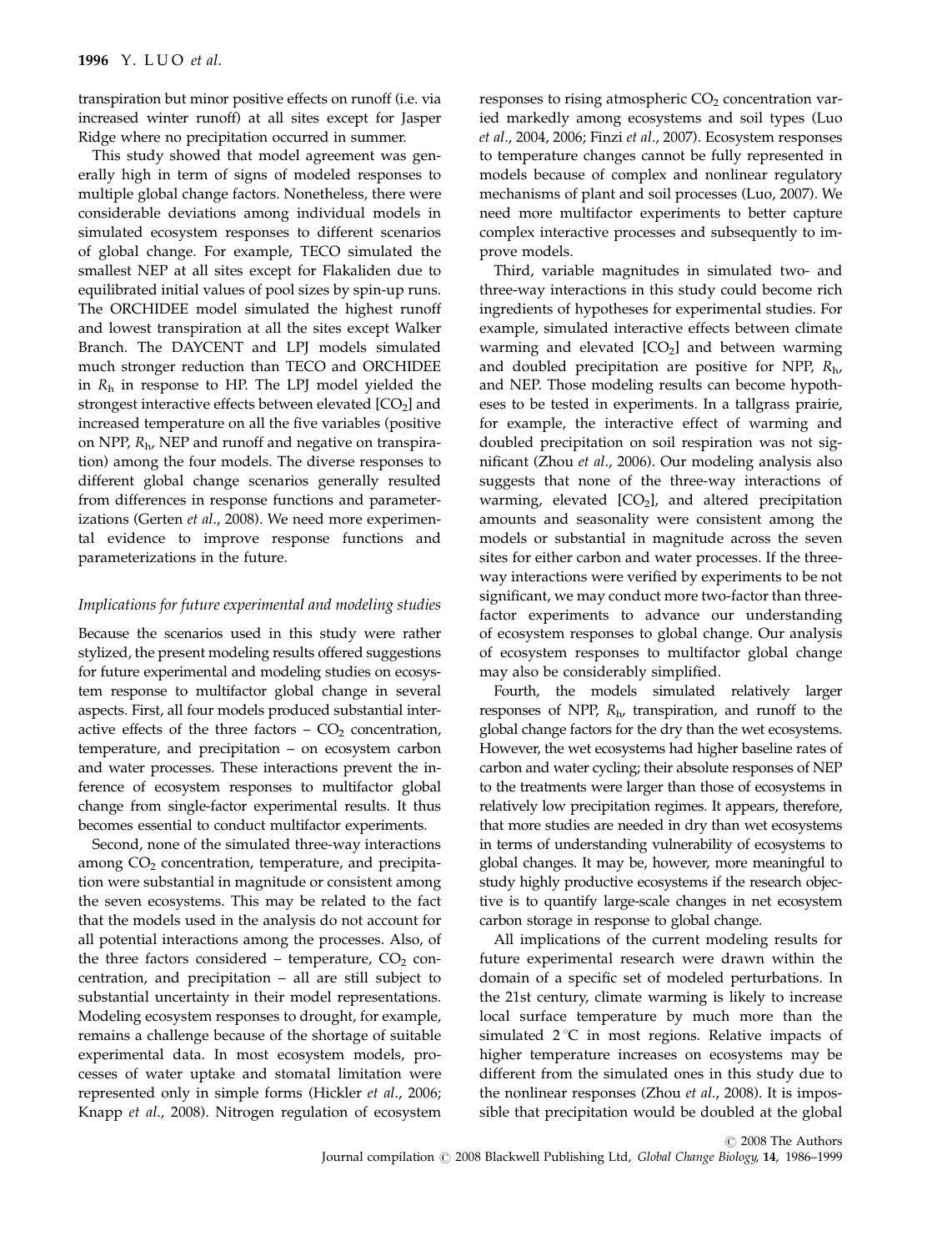transpiration but minor positive effects on runoff (i.e. via increased winter runoff) at all sites except for Jasper Ridge where no precipitation occurred in summer.

This study showed that model agreement was generally high in term of signs of modeled responses to multiple global change factors. Nonetheless, there were considerable deviations among individual models in simulated ecosystem responses to different scenarios of global change. For example, TECO simulated the smallest NEP at all sites except for Flakaliden due to equilibrated initial values of pool sizes by spin-up runs. The ORCHIDEE model simulated the highest runoff and lowest transpiration at all the sites except Walker Branch. The DAYCENT and LPJ models simulated much stronger reduction than TECO and ORCHIDEE in $R_h$ in response to HP. The LPJ model yielded the strongest interactive effects between elevated [$CO_2$] and increased temperature on all the five variables (positive on NPP, $R_h$, NEP and runoff and negative on transpiration) among the four models. The diverse responses to different global change scenarios generally resulted from differences in response functions and parameterizations (Gerten *et al*., 2008). We need more experimental evidence to improve response functions and parameterizations in the future.

### *Implications for future experimental and modeling studies*

Because the scenarios used in this study were rather stylized, the present modeling results offered suggestions for future experimental and modeling studies on ecosystem response to multifactor global change in several aspects. First, all four models produced substantial interactive effects of the three factors – $CO_2$ concentration, temperature, and precipitation – on ecosystem carbon and water processes. These interactions prevent the inference of ecosystem responses to multifactor global change from single-factor experimental results. It thus becomes essential to conduct multifactor experiments.

Second, none of the simulated three-way interactions among $CO_2$ concentration, temperature, and precipitation were substantial in magnitude or consistent among the seven ecosystems. This may be related to the fact that the models used in the analysis do not account for all potential interactions among the processes. Also, of the three factors considered – temperature, $CO_2$ concentration, and precipitation – all are still subject to substantial uncertainty in their model representations. Modeling ecosystem responses to drought, for example, remains a challenge because of the shortage of suitable experimental data. In most ecosystem models, processes of water uptake and stomatal limitation were represented only in simple forms (Hickler *et al*., 2006; Knapp *et al*., 2008). Nitrogen regulation of ecosystem responses to rising atmospheric $CO_2$ concentration varied markedly among ecosystems and soil types (Luo *et al*., 2004, 2006; Finzi *et al*., 2007). Ecosystem responses to temperature changes cannot be fully represented in models because of complex and nonlinear regulatory mechanisms of plant and soil processes (Luo, 2007). We need more multifactor experiments to better capture complex interactive processes and subsequently to improve models.

Third, variable magnitudes in simulated two- and three-way interactions in this study could become rich ingredients of hypotheses for experimental studies. For example, simulated interactive effects between climate warming and elevated [$CO_2$] and between warming and doubled precipitation are positive for NPP, $R_h$, and NEP. Those modeling results can become hypotheses to be tested in experiments. In a tallgrass prairie, for example, the interactive effect of warming and doubled precipitation on soil respiration was not significant (Zhou *et al*., 2006). Our modeling analysis also suggests that none of the three-way interactions of warming, elevated [$CO_2$], and altered precipitation amounts and seasonality were consistent among the models or substantial in magnitude across the seven sites for either carbon and water processes. If the three-way interactions were verified by experiments to be not significant, we may conduct more two-factor than three-factor experiments to advance our understanding of ecosystem responses to global change. Our analysis of ecosystem responses to multifactor global change may also be considerably simplified.

Fourth, the models simulated relatively larger responses of NPP, $R_h$, transpiration, and runoff to the global change factors for the dry than the wet ecosystems. However, the wet ecosystems had higher baseline rates of carbon and water cycling; their absolute responses of NEP to the treatments were larger than those of ecosystems in relatively low precipitation regimes. It appears, therefore, that more studies are needed in dry than wet ecosystems in terms of understanding vulnerability of ecosystems to global changes. It may be, however, more meaningful to study highly productive ecosystems if the research objective is to quantify large-scale changes in net ecosystem carbon storage in response to global change.

All implications of the current modeling results for future experimental research were drawn within the domain of a specific set of modeled perturbations. In the 21st century, climate warming is likely to increase local surface temperature by much more than the simulated 2 °C in most regions. Relative impacts of higher temperature increases on ecosystems may be different from the simulated ones in this study due to the nonlinear responses (Zhou *et al*., 2008). It is impossible that precipitation would be doubled at the global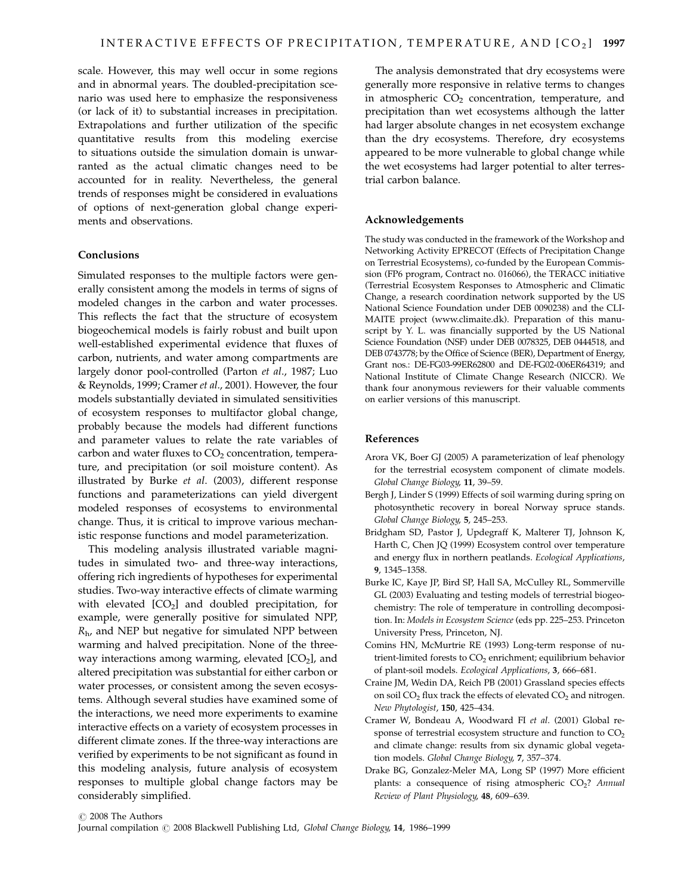scale. However, this may well occur in some regions and in abnormal years. The doubled-precipitation scenario was used here to emphasize the responsiveness (or lack of it) to substantial increases in precipitation. Extrapolations and further utilization of the specific quantitative results from this modeling exercise to situations outside the simulation domain is unwarranted as the actual climatic changes need to be accounted for in reality. Nevertheless, the general trends of responses might be considered in evaluations of options of next-generation global change experiments and observations.

## Conclusions

Simulated responses to the multiple factors were generally consistent among the models in terms of signs of modeled changes in the carbon and water processes. This reflects the fact that the structure of ecosystem biogeochemical models is fairly robust and built upon well-established experimental evidence that fluxes of carbon, nutrients, and water among compartments are largely donor pool-controlled (Parton *et al*., 1987; Luo & Reynolds, 1999; Cramer *et al*., 2001). However, the four models substantially deviated in simulated sensitivities of ecosystem responses to multifactor global change, probably because the models had different functions and parameter values to relate the rate variables of carbon and water fluxes to $CO_2$ concentration, temperature, and precipitation (or soil moisture content). As illustrated by Burke *et al*. (2003), different response functions and parameterizations can yield divergent modeled responses of ecosystems to environmental change. Thus, it is critical to improve various mechanistic response functions and model parameterization.

This modeling analysis illustrated variable magnitudes in simulated two- and three-way interactions, offering rich ingredients of hypotheses for experimental studies. Two-way interactive effects of climate warming with elevated [$CO_2$] and doubled precipitation, for example, were generally positive for simulated NPP, $R_h$, and NEP but negative for simulated NPP between warming and halved precipitation. None of the three-way interactions among warming, elevated [$CO_2$], and altered precipitation was substantial for either carbon or water processes, or consistent among the seven ecosystems. Although several studies have examined some of the interactions, we need more experiments to examine interactive effects on a variety of ecosystem processes in different climate zones. If the three-way interactions are verified by experiments to be not significant as found in this modeling analysis, future analysis of ecosystem responses to multiple global change factors may be considerably simplified.

The analysis demonstrated that dry ecosystems were generally more responsive in relative terms to changes in atmospheric $CO_2$ concentration, temperature, and precipitation than wet ecosystems although the latter had larger absolute changes in net ecosystem exchange than the dry ecosystems. Therefore, dry ecosystems appeared to be more vulnerable to global change while the wet ecosystems had larger potential to alter terrestrial carbon balance.

## Acknowledgements

The study was conducted in the framework of the Workshop and Networking Activity EPRECOT (Effects of Precipitation Change on Terrestrial Ecosystems), co-funded by the European Commission (FP6 program, Contract no. 016066), the TERACC initiative (Terrestrial Ecosystem Responses to Atmospheric and Climatic Change, a research coordination network supported by the US National Science Foundation under DEB 0090238) and the CLIMAITE project (www.climaite.dk). Preparation of this manuscript by Y. L. was financially supported by the US National Science Foundation (NSF) under DEB 0078325, DEB 0444518, and DEB 0743778; by the Office of Science (BER), Department of Energy, Grant nos.: DE-FG03-99ER62800 and DE-FG02-006ER64319; and National Institute of Climate Change Research (NICCR). We thank four anonymous reviewers for their valuable comments on earlier versions of this manuscript.

## References

Arora VK, Boer GJ (2005) A parameterization of leaf phenology for the terrestrial ecosystem component of climate models. *Global Change Biology*, **11**, 39–59.

Bergh J, Linder S (1999) Effects of soil warming during spring on photosynthetic recovery in boreal Norway spruce stands. *Global Change Biology*, **5**, 245–253.

Bridgham SD, Pastor J, Updegraff K, Malterer TJ, Johnson K, Harth C, Chen JQ (1999) Ecosystem control over temperature and energy flux in northern peatlands. *Ecological Applications*, **9**, 1345–1358.

Burke IC, Kaye JP, Bird SP, Hall SA, McCulley RL, Sommerville GL (2003) Evaluating and testing models of terrestrial biogeochemistry: The role of temperature in controlling decomposition. In: *Models in Ecosystem Science* (eds pp. 225–253. Princeton University Press, Princeton, NJ.

Comins HN, McMurtrie RE (1993) Long-term response of nutrient-limited forests to $CO_2$ enrichment; equilibrium behavior of plant-soil models. *Ecological Applications*, **3**, 666–681.

Craine JM, Wedin DA, Reich PB (2001) Grassland species effects on soil $CO_2$ flux track the effects of elevated $CO_2$ and nitrogen. *New Phytologist*, **150**, 425–434.

Cramer W, Bondeau A, Woodward FI *et al*. (2001) Global response of terrestrial ecosystem structure and function to $CO_2$ and climate change: results from six dynamic global vegetation models. *Global Change Biology*, **7**, 357–374.

Drake BG, Gonzalez-Meler MA, Long SP (1997) More efficient plants: a consequence of rising atmospheric $CO_2$? *Annual Review of Plant Physiology*, **48**, 609–639.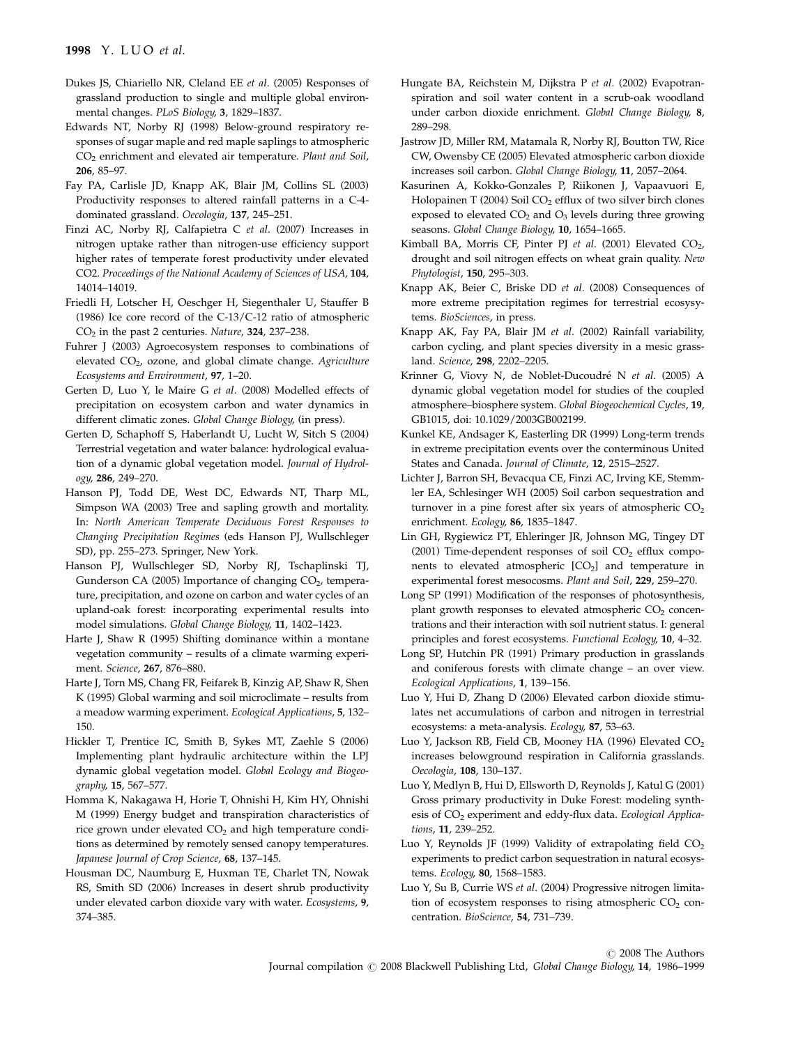Dukes JS, Chiariello NR, Cleland EE *et al*. (2005) Responses of grassland production to single and multiple global environmental changes. *PLoS Biology*, **3**, 1829–1837.

Edwards NT, Norby RJ (1998) Below-ground respiratory responses of sugar maple and red maple saplings to atmospheric $CO_2$ enrichment and elevated air temperature. *Plant and Soil*, **206**, 85–97.

Fay PA, Carlisle JD, Knapp AK, Blair JM, Collins SL (2003) Productivity responses to altered rainfall patterns in a C-4-dominated grassland. *Oecologia*, **137**, 245–251.

Finzi AC, Norby RJ, Calfapietra C *et al*. (2007) Increases in nitrogen uptake rather than nitrogen-use efficiency support higher rates of temperate forest productivity under elevated CO2. *Proceedings of the National Academy of Sciences of USA*, **104**, 14014–14019.

Friedli H, Lotscher H, Oeschger H, Siegenthaler U, Stauffer B (1986) Ice core record of the C-13/C-12 ratio of atmospheric $CO_2$ in the past 2 centuries. *Nature*, **324**, 237–238.

Fuhrer J (2003) Agroecosystem responses to combinations of elevated $CO_2$, ozone, and global climate change. *Agriculture Ecosystems and Environment*, **97**, 1–20.

Gerten D, Luo Y, le Maire G *et al*. (2008) Modelled effects of precipitation on ecosystem carbon and water dynamics in different climatic zones. *Global Change Biology*, (in press).

Gerten D, Schaphoff S, Haberlandt U, Lucht W, Sitch S (2004) Terrestrial vegetation and water balance: hydrological evaluation of a dynamic global vegetation model. *Journal of Hydrology*, **286**, 249–270.

Hanson PJ, Todd DE, West DC, Edwards NT, Tharp ML, Simpson WA (2003) Tree and sapling growth and mortality. In: *North American Temperate Deciduous Forest Responses to Changing Precipitation Regimes* (eds Hanson PJ, Wullschleger SD), pp. 255–273. Springer, New York.

Hanson PJ, Wullschleger SD, Norby RJ, Tschaplinski TJ, Gunderson CA (2005) Importance of changing $CO_2$, temperature, precipitation, and ozone on carbon and water cycles of an upland-oak forest: incorporating experimental results into model simulations. *Global Change Biology*, **11**, 1402–1423.

Harte J, Shaw R (1995) Shifting dominance within a montane vegetation community – results of a climate warming experiment. *Science*, **267**, 876–880.

Harte J, Torn MS, Chang FR, Feifarek B, Kinzig AP, Shaw R, Shen K (1995) Global warming and soil microclimate – results from a meadow warming experiment. *Ecological Applications*, **5**, 132–150.

Hickler T, Prentice IC, Smith B, Sykes MT, Zaehle S (2006) Implementing plant hydraulic architecture within the LPJ dynamic global vegetation model. *Global Ecology and Biogeography*, **15**, 567–577.

Homma K, Nakagawa H, Horie T, Ohnishi H, Kim HY, Ohnishi M (1999) Energy budget and transpiration characteristics of rice grown under elevated $CO_2$ and high temperature conditions as determined by remotely sensed canopy temperatures. *Japanese Journal of Crop Science*, **68**, 137–145.

Housman DC, Naumburg E, Huxman TE, Charlet TN, Nowak RS, Smith SD (2006) Increases in desert shrub productivity under elevated carbon dioxide vary with water. *Ecosystems*, **9**, 374–385.

Hungate BA, Reichstein M, Dijkstra P *et al*. (2002) Evapotranspiration and soil water content in a scrub-oak woodland under carbon dioxide enrichment. *Global Change Biology*, **8**, 289–298.

Jastrow JD, Miller RM, Matamala R, Norby RJ, Boutton TW, Rice CW, Owensby CE (2005) Elevated atmospheric carbon dioxide increases soil carbon. *Global Change Biology*, **11**, 2057–2064.

Kasurinen A, Kokko-Gonzales P, Riikonen J, Vapaavuori E, Holopainen T (2004) Soil $CO_2$ efflux of two silver birch clones exposed to elevated $CO_2$ and $O_3$ levels during three growing seasons. *Global Change Biology*, **10**, 1654–1665.

Kimball BA, Morris CF, Pinter PJ *et al*. (2001) Elevated $CO_2$, drought and soil nitrogen effects on wheat grain quality. *New Phytologist*, **150**, 295–303.

Knapp AK, Beier C, Briske DD *et al*. (2008) Consequences of more extreme precipitation regimes for terrestrial ecosystems. *BioSciences*, in press.

Knapp AK, Fay PA, Blair JM *et al*. (2002) Rainfall variability, carbon cycling, and plant species diversity in a mesic grassland. *Science*, **298**, 2202–2205.

Krinner G, Viovy N, de Noblet-Ducoudré N *et al*. (2005) A dynamic global vegetation model for studies of the coupled atmosphere–biosphere system. *Global Biogeochemical Cycles*, **19**, GB1015, doi: 10.1029/2003GB002199.

Kunkel KE, Andsager K, Easterling DR (1999) Long-term trends in extreme precipitation events over the conterminous United States and Canada. *Journal of Climate*, **12**, 2515–2527.

Lichter J, Barron SH, Bevacqua CE, Finzi AC, Irving KE, Stemmler EA, Schlesinger WH (2005) Soil carbon sequestration and turnover in a pine forest after six years of atmospheric $CO_2$ enrichment. *Ecology*, **86**, 1835–1847.

Lin GH, Rygiewicz PT, Ehleringer JR, Johnson MG, Tingey DT (2001) Time-dependent responses of soil $CO_2$ efflux components to elevated atmospheric [$CO_2$] and temperature in experimental forest mesocosms. *Plant and Soil*, **229**, 259–270.

Long SP (1991) Modification of the responses of photosynthesis, plant growth responses to elevated atmospheric $CO_2$ concentrations and their interaction with soil nutrient status. I: general principles and forest ecosystems. *Functional Ecology*, **10**, 4–32.

Long SP, Hutchin PR (1991) Primary production in grasslands and coniferous forests with climate change – an over view. *Ecological Applications*, **1**, 139–156.

Luo Y, Hui D, Zhang D (2006) Elevated carbon dioxide stimulates net accumulations of carbon and nitrogen in terrestrial ecosystems: a meta-analysis. *Ecology*, **87**, 53–63.

Luo Y, Jackson RB, Field CB, Mooney HA (1996) Elevated $CO_2$ increases belowground respiration in California grasslands. *Oecologia*, **108**, 130–137.

Luo Y, Medlyn B, Hui D, Ellsworth D, Reynolds J, Katul G (2001) Gross primary productivity in Duke Forest: modeling synthesis of $CO_2$ experiment and eddy-flux data. *Ecological Applications*, **11**, 239–252.

Luo Y, Reynolds JF (1999) Validity of extrapolating field $CO_2$ experiments to predict carbon sequestration in natural ecosystems. *Ecology*, **80**, 1568–1583.

Luo Y, Su B, Currie WS *et al*. (2004) Progressive nitrogen limitation of ecosystem responses to rising atmospheric $CO_2$ concentration. *BioScience*, **54**, 731–739.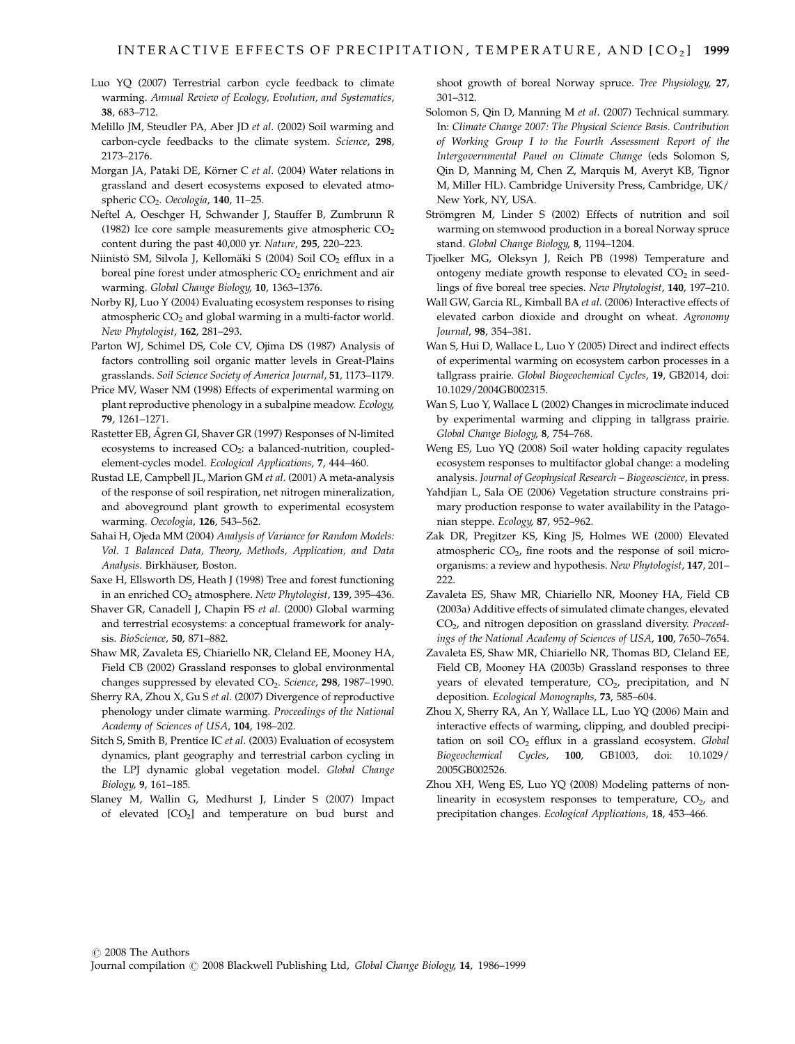Luo YQ (2007) Terrestrial carbon cycle feedback to climate warming. *Annual Review of Ecology, Evolution, and Systematics*, **38**, 683–712.

Melillo JM, Steudler PA, Aber JD *et al*. (2002) Soil warming and carbon-cycle feedbacks to the climate system. *Science*, **298**, 2173–2176.

Morgan JA, Pataki DE, Körner C *et al*. (2004) Water relations in grassland and desert ecosystems exposed to elevated atmospheric $CO_2$. *Oecologia*, **140**, 11–25.

Neftel A, Oeschger H, Schwander J, Stauffer B, Zumbrunn R (1982) Ice core sample measurements give atmospheric $CO_2$ content during the past 40,000 yr. *Nature*, **295**, 220–223.

Niinistö SM, Silvola J, Kellomäki S (2004) Soil $CO_2$ efflux in a boreal pine forest under atmospheric $CO_2$ enrichment and air warming. *Global Change Biology*, **10**, 1363–1376.

Norby RJ, Luo Y (2004) Evaluating ecosystem responses to rising atmospheric $CO_2$ and global warming in a multi-factor world. *New Phytologist*, **162**, 281–293.

Parton WJ, Schimel DS, Cole CV, Ojima DS (1987) Analysis of factors controlling soil organic matter levels in Great-Plains grasslands. *Soil Science Society of America Journal*, **51**, 1173–1179.

Price MV, Waser NM (1998) Effects of experimental warming on plant reproductive phenology in a subalpine meadow. *Ecology*, **79**, 1261–1271.

Rastetter EB, Ågren GI, Shaver GR (1997) Responses of N-limited ecosystems to increased $CO_2$: a balanced-nutrition, coupled-element-cycles model. *Ecological Applications*, **7**, 444–460.

Rustad LE, Campbell JL, Marion GM *et al*. (2001) A meta-analysis of the response of soil respiration, net nitrogen mineralization, and aboveground plant growth to experimental ecosystem warming. *Oecologia*, **126**, 543–562.

Sahai H, Ojeda MM (2004) *Analysis of Variance for Random Models: Vol. 1 Balanced Data, Theory, Methods, Application, and Data Analysis*. Birkhäuser, Boston.

Saxe H, Ellsworth DS, Heath J (1998) Tree and forest functioning in an enriched $CO_2$ atmosphere. *New Phytologist*, **139**, 395–436.

Shaver GR, Canadell J, Chapin FS *et al*. (2000) Global warming and terrestrial ecosystems: a conceptual framework for analysis. *BioScience*, **50**, 871–882.

Shaw MR, Zavaleta ES, Chiariello NR, Cleland EE, Mooney HA, Field CB (2002) Grassland responses to global environmental changes suppressed by elevated $CO_2$. *Science*, **298**, 1987–1990.

Sherry RA, Zhou X, Gu S *et al*. (2007) Divergence of reproductive phenology under climate warming. *Proceedings of the National Academy of Sciences of USA*, **104**, 198–202.

Sitch S, Smith B, Prentice IC *et al*. (2003) Evaluation of ecosystem dynamics, plant geography and terrestrial carbon cycling in the LPJ dynamic global vegetation model. *Global Change Biology*, **9**, 161–185.

Slaney M, Wallin G, Medhurst J, Linder S (2007) Impact of elevated $[CO_2]$ and temperature on bud burst and shoot growth of boreal Norway spruce. *Tree Physiology*, **27**, 301–312.

Solomon S, Qin D, Manning M *et al*. (2007) Technical summary. In: *Climate Change 2007: The Physical Science Basis. Contribution of Working Group I to the Fourth Assessment Report of the Intergovernmental Panel on Climate Change* (eds Solomon S, Qin D, Manning M, Chen Z, Marquis M, Averyt KB, Tignor M, Miller HL). Cambridge University Press, Cambridge, UK/New York, NY, USA.

Strömgren M, Linder S (2002) Effects of nutrition and soil warming on stemwood production in a boreal Norway spruce stand. *Global Change Biology*, **8**, 1194–1204.

Tjoelker MG, Oleksyn J, Reich PB (1998) Temperature and ontogeny mediate growth response to elevated $CO_2$ in seedlings of five boreal tree species. *New Phytologist*, **140**, 197–210.

Wall GW, Garcia RL, Kimball BA *et al*. (2006) Interactive effects of elevated carbon dioxide and drought on wheat. *Agronomy Journal*, **98**, 354–381.

Wan S, Hui D, Wallace L, Luo Y (2005) Direct and indirect effects of experimental warming on ecosystem carbon processes in a tallgrass prairie. *Global Biogeochemical Cycles*, **19**, GB2014, doi: 10.1029/2004GB002315.

Wan S, Luo Y, Wallace L (2002) Changes in microclimate induced by experimental warming and clipping in tallgrass prairie. *Global Change Biology*, **8**, 754–768.

Weng ES, Luo YQ (2008) Soil water holding capacity regulates ecosystem responses to multifactor global change: a modeling analysis. *Journal of Geophysical Research – Biogeoscience*, in press.

Yahdjian L, Sala OE (2006) Vegetation structure constrains primary production response to water availability in the Patagonian steppe. *Ecology*, **87**, 952–962.

Zak DR, Pregitzer KS, King JS, Holmes WE (2000) Elevated atmospheric $CO_2$, fine roots and the response of soil microorganisms: a review and hypothesis. *New Phytologist*, **147**, 201–222.

Zavaleta ES, Shaw MR, Chiariello NR, Mooney HA, Field CB (2003a) Additive effects of simulated climate changes, elevated $CO_2$, and nitrogen deposition on grassland diversity. *Proceedings of the National Academy of Sciences of USA*, **100**, 7650–7654.

Zavaleta ES, Shaw MR, Chiariello NR, Thomas BD, Cleland EE, Field CB, Mooney HA (2003b) Grassland responses to three years of elevated temperature, $CO_2$, precipitation, and N deposition. *Ecological Monographs*, **73**, 585–604.

Zhou X, Sherry RA, An Y, Wallace LL, Luo YQ (2006) Main and interactive effects of warming, clipping, and doubled precipitation on soil $CO_2$ efflux in a grassland ecosystem. *Global Biogeochemical Cycles*, **100**, GB1003, doi: 10.1029/2005GB002526.

Zhou XH, Weng ES, Luo YQ (2008) Modeling patterns of nonlinearity in ecosystem responses to temperature, $CO_2$, and precipitation changes. *Ecological Applications*, **18**, 453–466.